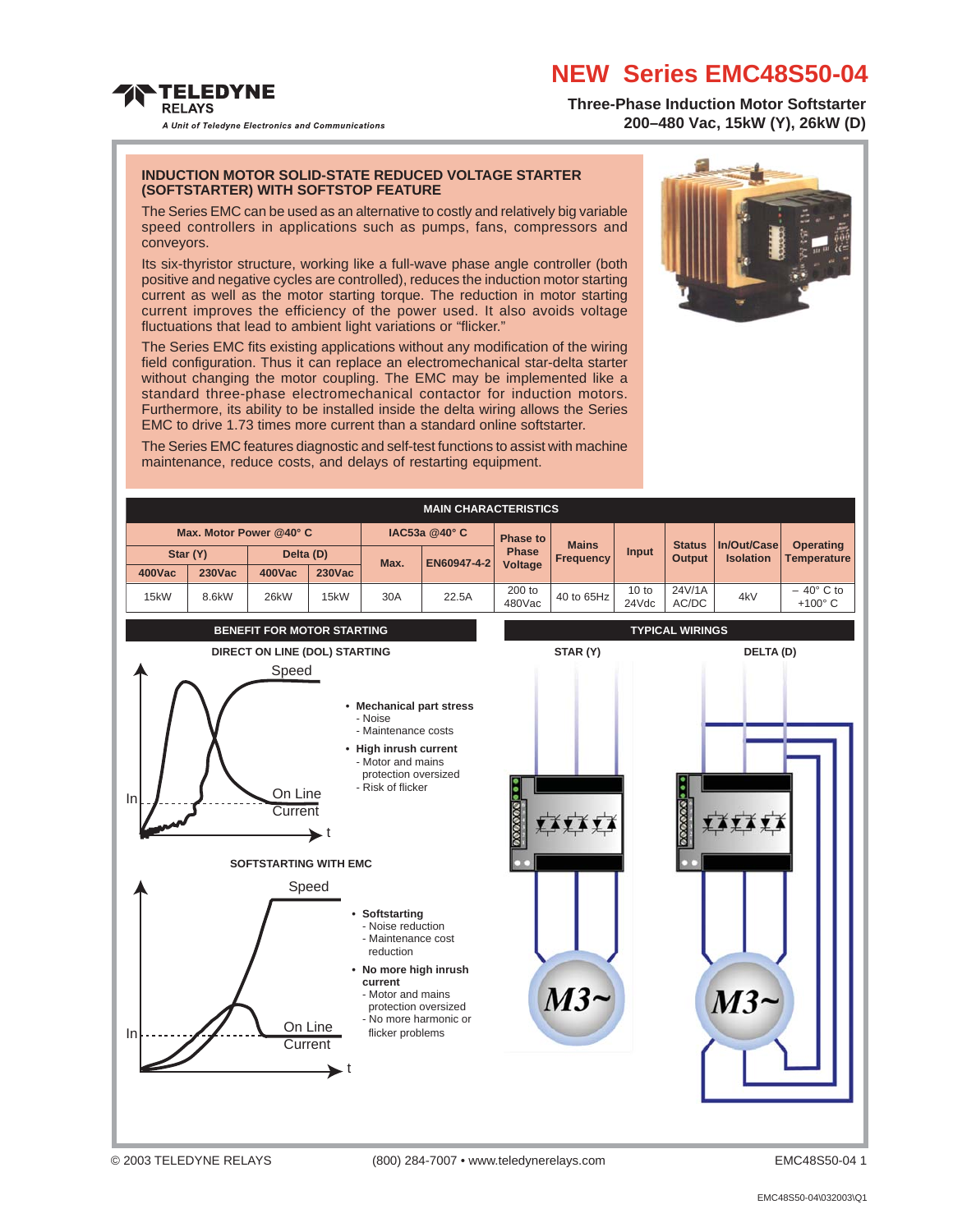# NEW Series EMC48S50-04

**TELEDYNE RELAYS**
*A Unit of Teledyne Electronics and Communications*

**Three-Phase Induction Motor Softstarter**
**200–480 Vac, 15kW (Y), 26kW (D)**

## INDUCTION MOTOR SOLID-STATE REDUCED VOLTAGE STARTER (SOFTSTARTER) WITH SOFTSTOP FEATURE

The Series EMC can be used as an alternative to costly and relatively big variable speed controllers in applications such as pumps, fans, compressors and conveyors.

Its six-thyristor structure, working like a full-wave phase angle controller (both positive and negative cycles are controlled), reduces the induction motor starting current as well as the motor starting torque. The reduction in motor starting current improves the efficiency of the power used. It also avoids voltage fluctuations that lead to ambient light variations or "flicker."

The Series EMC fits existing applications without any modification of the wiring field configuration. Thus it can replace an electromechanical star-delta starter without changing the motor coupling. The EMC may be implemented like a standard three-phase electromechanical contactor for induction motors. Furthermore, its ability to be installed inside the delta wiring allows the Series EMC to drive 1.73 times more current than a standard online softstarter.

The Series EMC features diagnostic and self-test functions to assist with machine maintenance, reduce costs, and delays of restarting equipment.

## MAIN CHARACTERISTICS

| Max. Motor Power @40° C | | | | IAC53a @40° C | | Phase to Phase Voltage | Mains Frequency | Input | Status Output | In/Out/Case Isolation | Operating Temperature |
|---|---|---|---|---|---|---|---|---|---|---|---|
| Star (Y) | | Delta (D) | | Max. | EN60947-4-2 | | | | | | |
| 400Vac | 230Vac | 400Vac | 230Vac | | | | | | | | |
| 15kW | 8.6kW | 26kW | 15kW | 30A | 22.5A | 200 to 480Vac | 40 to 65Hz | 10 to 24Vdc | 24V/1A AC/DC | 4kV | – 40° C to +100° C |

## BENEFIT FOR MOTOR STARTING

### DIRECT ON LINE (DOL) STARTING

- **Mechanical part stress**
  - Noise
  - Maintenance costs
- **High inrush current**
  - Motor and mains protection oversized
  - Risk of flicker

### SOFTSTARTING WITH EMC

- **Softstarting**
  - Noise reduction
  - Maintenance cost reduction
- **No more high inrush current**
  - Motor and mains protection oversized
  - No more harmonic or flicker problems

## TYPICAL WIRINGS

STAR (Y) — DELTA (D)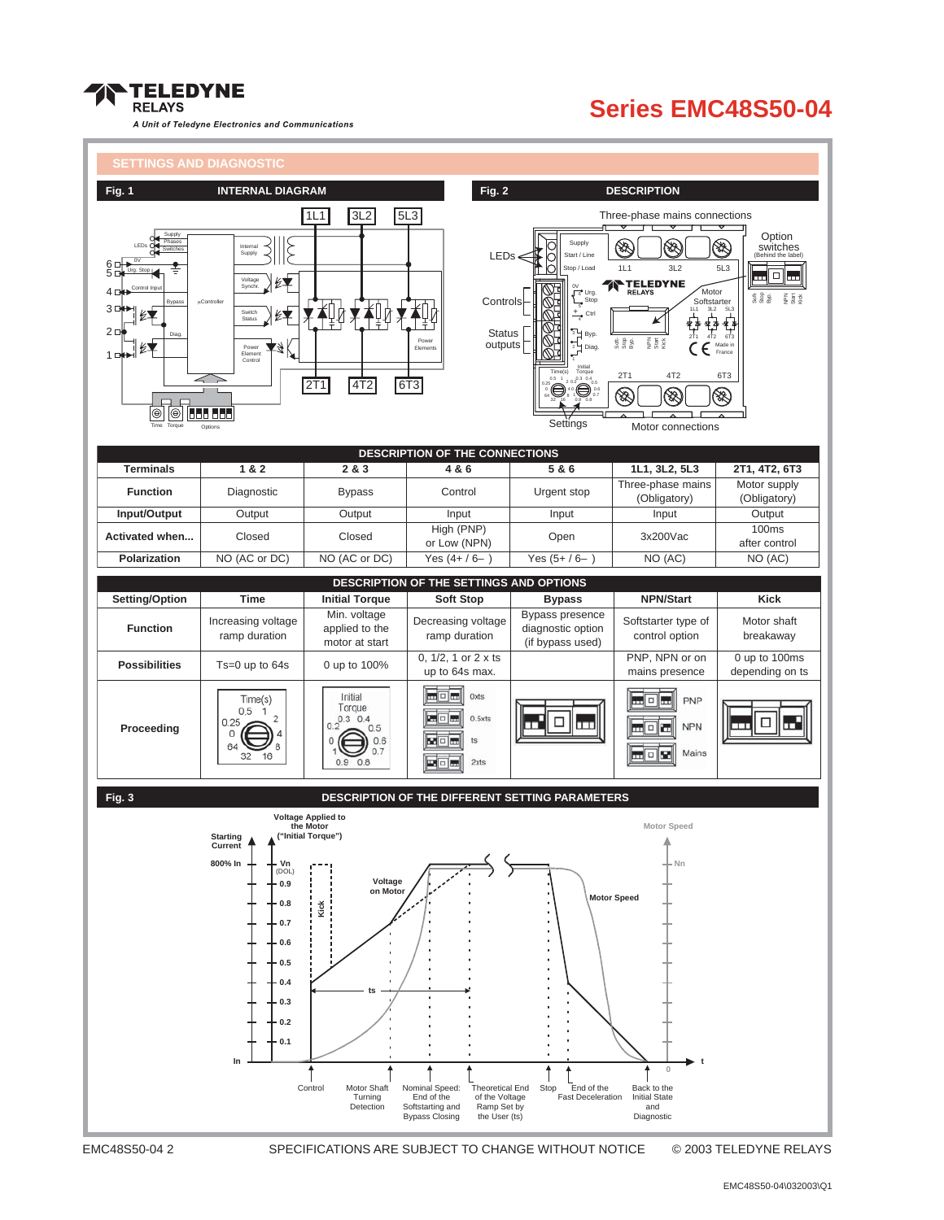# Series EMC48S50-04

## SETTINGS AND DIAGNOSTIC

**Fig. 1** INTERNAL DIAGRAM

**Fig. 2** DESCRIPTION

Three-phase mains connections

LEDs — Supply, Start / Line, Stop / Load

Controls

Status outputs

Option switches (Behind the label)

Settings

Motor connections

### DESCRIPTION OF THE CONNECTIONS

| Terminals | 1 & 2 | 2 & 3 | 4 & 6 | 5 & 6 | 1L1, 3L2, 5L3 | 2T1, 4T2, 6T3 |
|---|---|---|---|---|---|---|
| Function | Diagnostic | Bypass | Control | Urgent stop | Three-phase mains (Obligatory) | Motor supply (Obligatory) |
| Input/Output | Output | Output | Input | Input | Input | Output |
| Activated when... | Closed | Closed | High (PNP) or Low (NPN) | Open | 3x200Vac | 100ms after control |
| Polarization | NO (AC or DC) | NO (AC or DC) | Yes (4+ / 6– ) | Yes (5+ / 6– ) | NO (AC) | NO (AC) |

### DESCRIPTION OF THE SETTINGS AND OPTIONS

| Setting/Option | Time | Initial Torque | Soft Stop | Bypass | NPN/Start | Kick |
|---|---|---|---|---|---|---|
| Function | Increasing voltage ramp duration | Min. voltage applied to the motor at start | Decreasing voltage ramp duration | Bypass presence diagnostic option (if bypass used) | Softstarter type of control option | Motor shaft breakaway |
| Possibilities | Ts=0 up to 64s | 0 up to 100% | 0, 1/2, 1 or 2 x ts up to 64s max. | | PNP, NPN or on mains presence | 0 up to 100ms depending on ts |
| Proceeding | Time(s): 0.5, 1, 2, 4, 8, 16, 32, 64, 0, 0.25 | Initial Torque: 0.3, 0.4, 0.5, 0.6, 0.7, 0.8, 0.9, 1, 0, 0.2 | 0xts, 0.5xts, ts, 2xts | | PNP, NPN, Mains | |

**Fig. 3** DESCRIPTION OF THE DIFFERENT SETTING PARAMETERS

Voltage Applied to the Motor ("Initial Torque") — Starting Current — 800% In — Vn (DOL) — 0.9, 0.8, 0.7, 0.6, 0.5, 0.4, 0.3, 0.2, 0.1 — In

Kick — Voltage on Motor — ts — Motor Speed — Nn — t

Control — Motor Shaft Turning Detection — Nominal Speed: End of the Softstarting and Bypass Closing — Theoretical End of the Voltage Ramp Set by the User (ts) — Stop — End of the Fast Deceleration — Back to the Initial State and Diagnostic

SPECIFICATIONS ARE SUBJECT TO CHANGE WITHOUT NOTICE © 2003 TELEDYNE RELAYS

EMC48S50-04\032003\Q1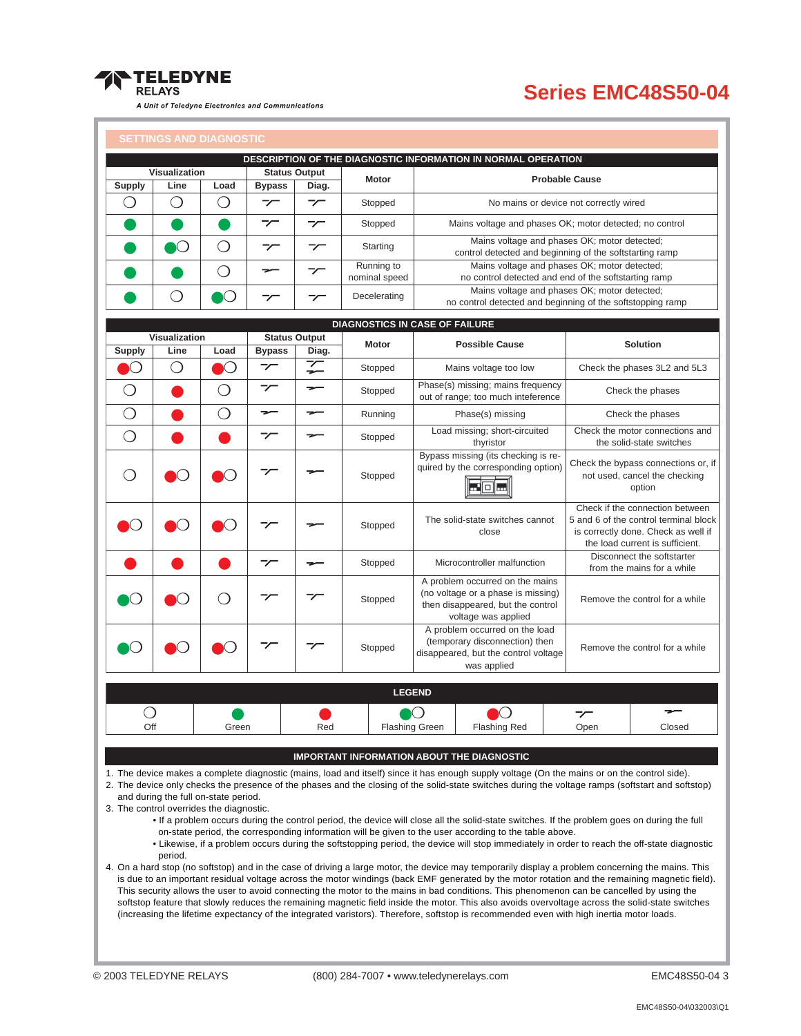## SETTINGS AND DIAGNOSTIC

**DESCRIPTION OF THE DIAGNOSTIC INFORMATION IN NORMAL OPERATION**

| Visualization | | | Status Output | | Motor | Probable Cause |
|---|---|---|---|---|---|---|
| Supply | Line | Load | Bypass | Diag. | | |
| Off | Off | Off | Open | Open | Stopped | No mains or device not correctly wired |
| Green | Green | Green | Open | Open | Stopped | Mains voltage and phases OK; motor detected; no control |
| Green | Flashing Green | Off | Open | Open | Starting | Mains voltage and phases OK; motor detected; control detected and beginning of the softstarting ramp |
| Green | Green | Off | Closed | Open | Running to nominal speed | Mains voltage and phases OK; motor detected; no control detected and end of the softstarting ramp |
| Green | Off | Flashing Green | Open | Open | Decelerating | Mains voltage and phases OK; motor detected; no control detected and beginning of the softstopping ramp |

**DIAGNOSTICS IN CASE OF FAILURE**

| Visualization | | | Status Output | | Motor | Possible Cause | Solution |
|---|---|---|---|---|---|---|---|
| Supply | Line | Load | Bypass | Diag. | | | |
| Flashing Red | Off | Flashing Red | Open | Open / Closed | Stopped | Mains voltage too low | Check the phases 3L2 and 5L3 |
| Off | Red | Off | Open | Closed | Stopped | Phase(s) missing; mains frequency out of range; too much inteference | Check the phases |
| Off | Red | Off | Closed | Closed | Running | Phase(s) missing | Check the phases |
| Off | Red | Red | Open | Closed | Stopped | Load missing; short-circuited thyristor | Check the motor connections and the solid-state switches |
| Off | Flashing Red | Flashing Red | Open | Closed | Stopped | Bypass missing (its checking is required by the corresponding option) | Check the bypass connections or, if not used, cancel the checking option |
| Flashing Red | Flashing Red | Flashing Red | Open | Closed | Stopped | The solid-state switches cannot close | Check if the connection between 5 and 6 of the control terminal block is correctly done. Check as well if the load current is sufficient. |
| Red | Red | Red | Open | Closed | Stopped | Microcontroller malfunction | Disconnect the softstarter from the mains for a while |
| Flashing Green | Flashing Red | Off | Open | Open | Stopped | A problem occurred on the mains (no voltage or a phase is missing) then disappeared, but the control voltage was applied | Remove the control for a while |
| Flashing Green | Flashing Red | Flashing Red | Open | Open | Stopped | A problem occurred on the load (temporary disconnection) then disappeared, but the control voltage was applied | Remove the control for a while |

**LEGEND**

| Off | Green | Red | Flashing Green | Flashing Red | Open | Closed |
|---|---|---|---|---|---|---|

**IMPORTANT INFORMATION ABOUT THE DIAGNOSTIC**

1. The device makes a complete diagnostic (mains, load and itself) since it has enough supply voltage (On the mains or on the control side).
2. The device only checks the presence of the phases and the closing of the solid-state switches during the voltage ramps (softstart and softstop) and during the full on-state period.
3. The control overrides the diagnostic.
   - If a problem occurs during the control period, the device will close all the solid-state switches. If the problem goes on during the full on-state period, the corresponding information will be given to the user according to the table above.
   - Likewise, if a problem occurs during the softstopping period, the device will stop immediately in order to reach the off-state diagnostic period.
4. On a hard stop (no softstop) and in the case of driving a large motor, the device may temporarily display a problem concerning the mains. This is due to an important residual voltage across the motor windings (back EMF generated by the motor rotation and the remaining magnetic field). This security allows the user to avoid connecting the motor to the mains in bad conditions. This phenomenon can be cancelled by using the softstop feature that slowly reduces the remaining magnetic field inside the motor. This also avoids overvoltage across the solid-state switches (increasing the lifetime expectancy of the integrated varistors). Therefore, softstop is recommended even with high inertia motor loads.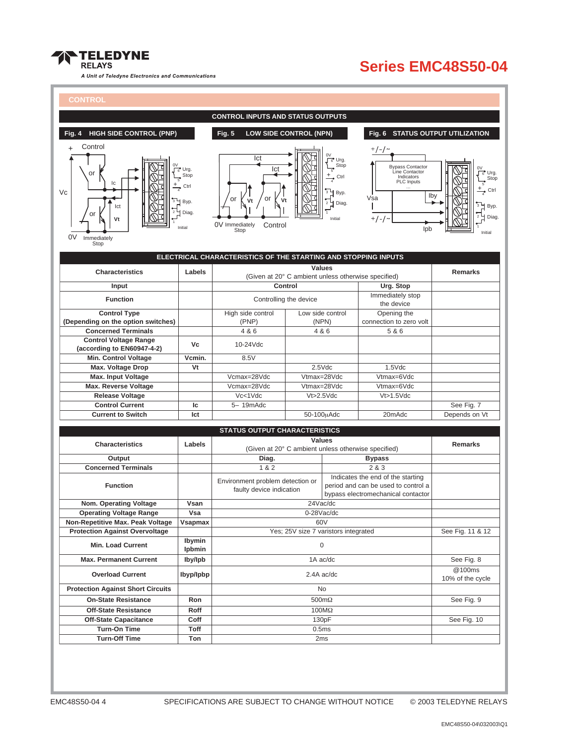# Series EMC48S50-04

## CONTROL

### CONTROL INPUTS AND STATUS OUTPUTS

**Fig. 4 HIGH SIDE CONTROL (PNP)**

**Fig. 5 LOW SIDE CONTROL (NPN)**

**Fig. 6 STATUS OUTPUT UTILIZATION**

### ELECTRICAL CHARACTERISTICS OF THE STARTING AND STOPPING INPUTS

| Characteristics | Labels | Values (Given at 20° C ambient unless otherwise specified) | | | Remarks |
|---|---|---|---|---|---|
| Input | | Control | | Urg. Stop | |
| Function | | Controlling the device | | Immediately stop the device | |
| Control Type (Depending on the option switches) | | High side control (PNP) | Low side control (NPN) | Opening the connection to zero volt | |
| Concerned Terminals | | 4 & 6 | 4 & 6 | 5 & 6 | |
| Control Voltage Range (according to EN60947-4-2) | Vc | 10-24Vdc | | | |
| Min. Control Voltage | Vcmin. | 8.5V | | | |
| Max. Voltage Drop | Vt | | 2.5Vdc | 1.5Vdc | |
| Max. Input Voltage | | Vcmax=28Vdc | Vtmax=28Vdc | Vtmax=6Vdc | |
| Max. Reverse Voltage | | Vcmax=28Vdc | Vtmax=28Vdc | Vtmax=6Vdc | |
| Release Voltage | | Vc<1Vdc | Vt>2.5Vdc | Vt>1.5Vdc | |
| Control Current | Ic | 5– 19mAdc | | | See Fig. 7 |
| Current to Switch | Ict | | 50-100µAdc | 20mAdc | Depends on Vt |

### STATUS OUTPUT CHARACTERISTICS

| Characteristics | Labels | Values (Given at 20° C ambient unless otherwise specified) | | Remarks |
|---|---|---|---|---|
| Output | | Diag. | Bypass | |
| Concerned Terminals | | 1 & 2 | 2 & 3 | |
| Function | | Environment problem detection or faulty device indication | Indicates the end of the starting period and can be used to control a bypass electromechanical contactor | |
| Nom. Operating Voltage | Vsan | 24Vac/dc | | |
| Operating Voltage Range | Vsa | 0-28Vac/dc | | |
| Non-Repetitive Max. Peak Voltage | Vsapmax | 60V | | |
| Protection Against Overvoltage | | Yes; 25V size 7 varistors integrated | | See Fig. 11 & 12 |
| Min. Load Current | Ibymin Ipbmin | 0 | | |
| Max. Permanent Current | Iby/Ipb | 1A ac/dc | | See Fig. 8 |
| Overload Current | Ibyp/Ipbp | 2.4A ac/dc | | @100ms 10% of the cycle |
| Protection Against Short Circuits | | No | | |
| On-State Resistance | Ron | 500mΩ | | See Fig. 9 |
| Off-State Resistance | Roff | 100MΩ | | |
| Off-State Capacitance | Coff | 130pF | | See Fig. 10 |
| Turn-On Time | Toff | 0.5ms | | |
| Turn-Off Time | Ton | 2ms | | |

SPECIFICATIONS ARE SUBJECT TO CHANGE WITHOUT NOTICE © 2003 TELEDYNE RELAYS

EMC48S50-04\032003\Q1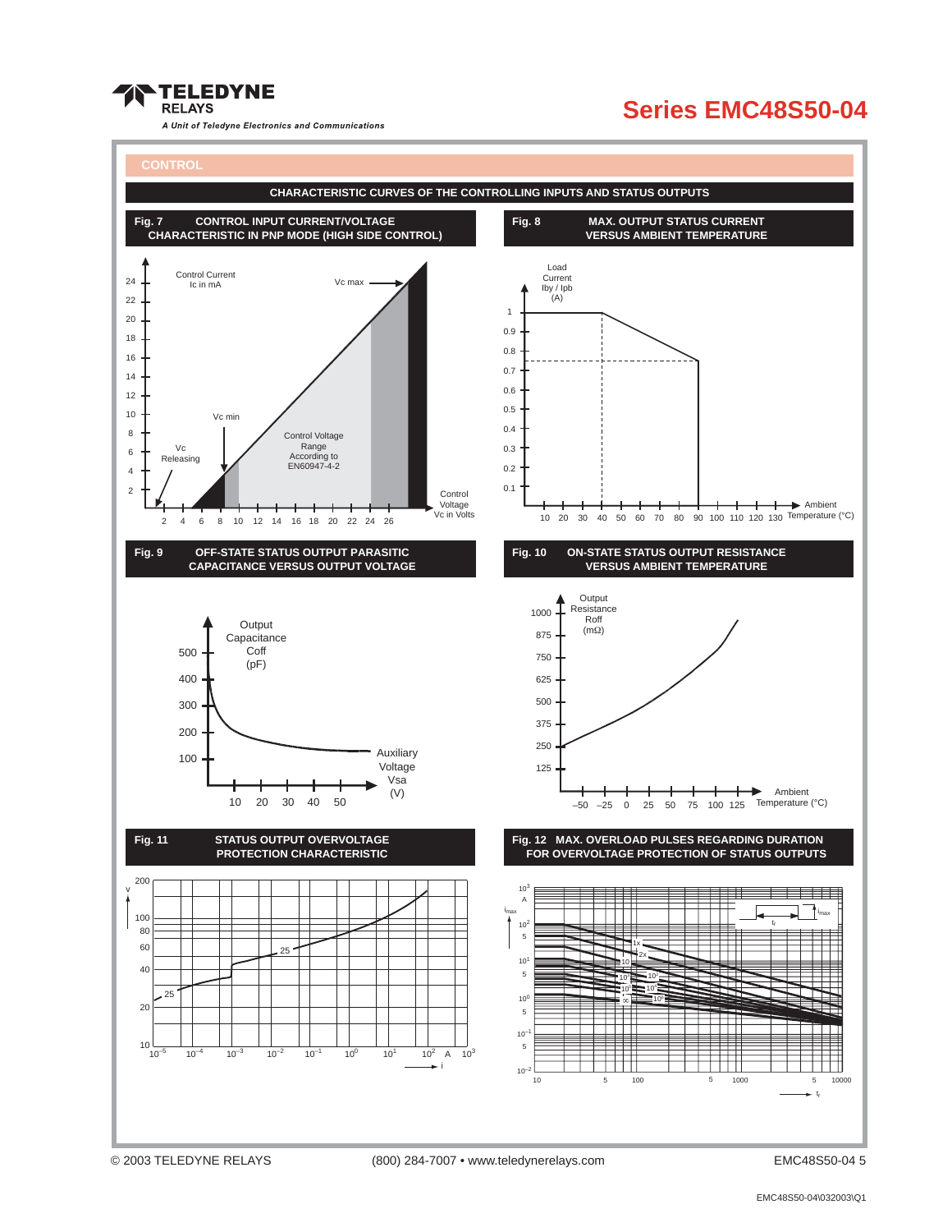## CONTROL

### CHARACTERISTIC CURVES OF THE CONTROLLING INPUTS AND STATUS OUTPUTS

**Fig. 7 CONTROL INPUT CURRENT/VOLTAGE CHARACTERISTIC IN PNP MODE (HIGH SIDE CONTROL)**

Control Current Ic in mA

Vc max

Vc min

Vc Releasing

Control Voltage Range According to EN60947-4-2

Control Voltage Vc in Volts

**Fig. 8 MAX. OUTPUT STATUS CURRENT VERSUS AMBIENT TEMPERATURE**

Load Current Iby / Ipb (A)

Ambient Temperature (°C)

**Fig. 9 OFF-STATE STATUS OUTPUT PARASITIC CAPACITANCE VERSUS OUTPUT VOLTAGE**

Output Capacitance Coff (pF)

Auxiliary Voltage Vsa (V)

**Fig. 10 ON-STATE STATUS OUTPUT RESISTANCE VERSUS AMBIENT TEMPERATURE**

Output Resistance Roff (mΩ)

Ambient Temperature (°C)

**Fig. 11 STATUS OUTPUT OVERVOLTAGE PROTECTION CHARACTERISTIC**

**Fig. 12 MAX. OVERLOAD PULSES REGARDING DURATION FOR OVERVOLTAGE PROTECTION OF STATUS OUTPUTS**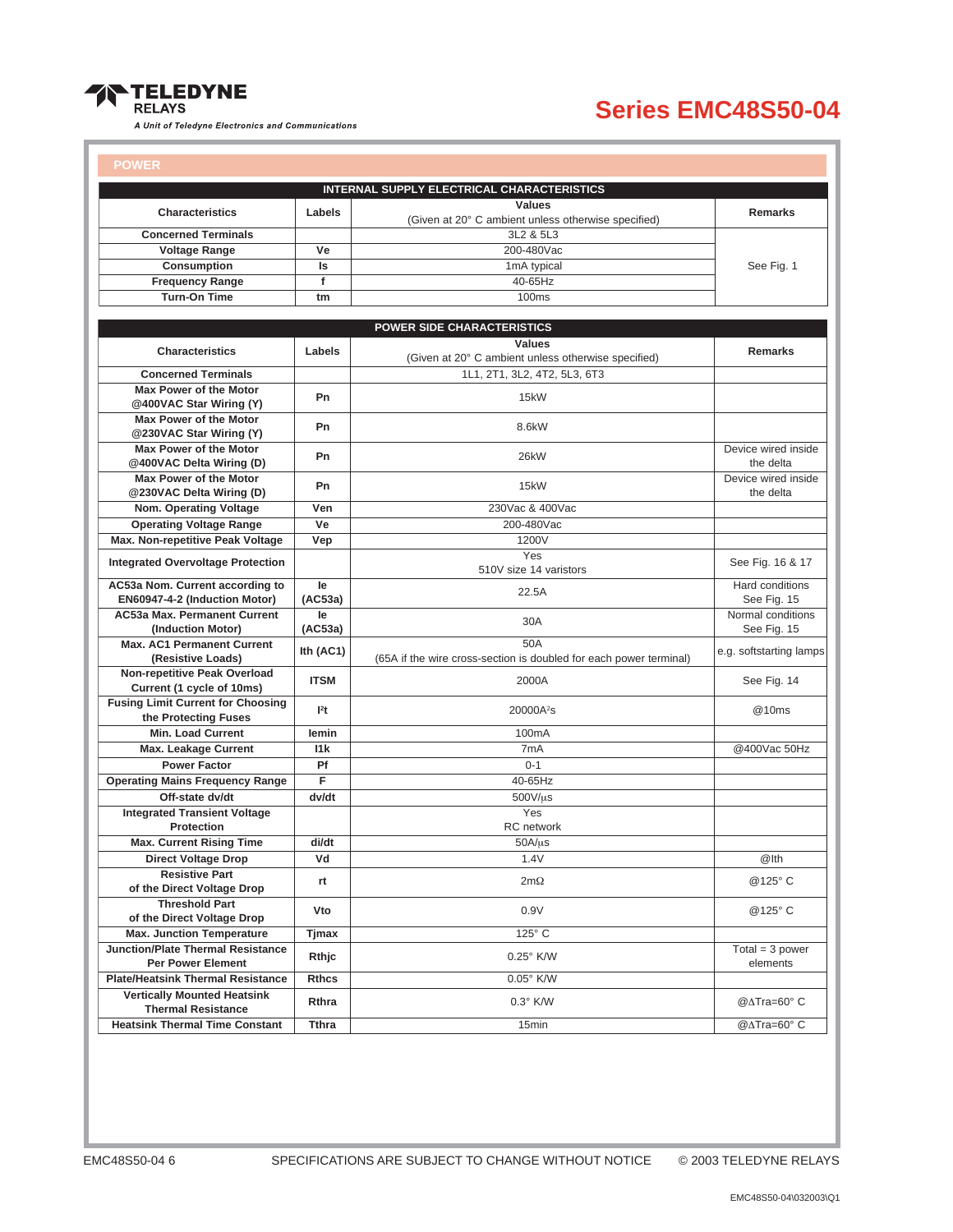## POWER

| INTERNAL SUPPLY ELECTRICAL CHARACTERISTICS | | | |
|---|---|---|---|
| **Characteristics** | **Labels** | **Values** (Given at 20° C ambient unless otherwise specified) | **Remarks** |
| **Concerned Terminals** | | 3L2 & 5L3 | See Fig. 1 |
| **Voltage Range** | **Ve** | 200-480Vac | |
| **Consumption** | **Is** | 1mA typical | |
| **Frequency Range** | **f** | 40-65Hz | |
| **Turn-On Time** | **tm** | 100ms | |

| POWER SIDE CHARACTERISTICS | | | |
|---|---|---|---|
| **Characteristics** | **Labels** | **Values** (Given at 20° C ambient unless otherwise specified) | **Remarks** |
| **Concerned Terminals** | | 1L1, 2T1, 3L2, 4T2, 5L3, 6T3 | |
| **Max Power of the Motor @400VAC Star Wiring (Y)** | **Pn** | 15kW | |
| **Max Power of the Motor @230VAC Star Wiring (Y)** | **Pn** | 8.6kW | |
| **Max Power of the Motor @400VAC Delta Wiring (D)** | **Pn** | 26kW | Device wired inside the delta |
| **Max Power of the Motor @230VAC Delta Wiring (D)** | **Pn** | 15kW | Device wired inside the delta |
| **Nom. Operating Voltage** | **Ven** | 230Vac & 400Vac | |
| **Operating Voltage Range** | **Ve** | 200-480Vac | |
| **Max. Non-repetitive Peak Voltage** | **Vep** | 1200V | |
| **Integrated Overvoltage Protection** | | Yes 510V size 14 varistors | See Fig. 16 & 17 |
| **AC53a Nom. Current according to EN60947-4-2 (Induction Motor)** | **Ie (AC53a)** | 22.5A | Hard conditions See Fig. 15 |
| **AC53a Max. Permanent Current (Induction Motor)** | **Ie (AC53a)** | 30A | Normal conditions See Fig. 15 |
| **Max. AC1 Permanent Current (Resistive Loads)** | **Ith (AC1)** | 50A (65A if the wire cross-section is doubled for each power terminal) | e.g. softstarting lamps |
| **Non-repetitive Peak Overload Current (1 cycle of 10ms)** | **ITSM** | 2000A | See Fig. 14 |
| **Fusing Limit Current for Choosing the Protecting Fuses** | **I²t** | 20000A²s | @10ms |
| **Min. Load Current** | **Iemin** | 100mA | |
| **Max. Leakage Current** | **I1k** | 7mA | @400Vac 50Hz |
| **Power Factor** | **Pf** | 0-1 | |
| **Operating Mains Frequency Range** | **F** | 40-65Hz | |
| **Off-state dv/dt** | **dv/dt** | 500V/µs | |
| **Integrated Transient Voltage Protection** | | Yes RC network | |
| **Max. Current Rising Time** | **di/dt** | 50A/µs | |
| **Direct Voltage Drop** | **Vd** | 1.4V | @Ith |
| **Resistive Part of the Direct Voltage Drop** | **rt** | 2mΩ | @125° C |
| **Threshold Part of the Direct Voltage Drop** | **Vto** | 0.9V | @125° C |
| **Max. Junction Temperature** | **Tjmax** | 125° C | |
| **Junction/Plate Thermal Resistance Per Power Element** | **Rthjc** | 0.25° K/W | Total = 3 power elements |
| **Plate/Heatsink Thermal Resistance** | **Rthcs** | 0.05° K/W | |
| **Vertically Mounted Heatsink Thermal Resistance** | **Rthra** | 0.3° K/W | @ΔTra=60° C |
| **Heatsink Thermal Time Constant** | **Tthra** | 15min | @ΔTra=60° C |

SPECIFICATIONS ARE SUBJECT TO CHANGE WITHOUT NOTICE © 2003 TELEDYNE RELAYS

EMC48S50-04\032003\Q1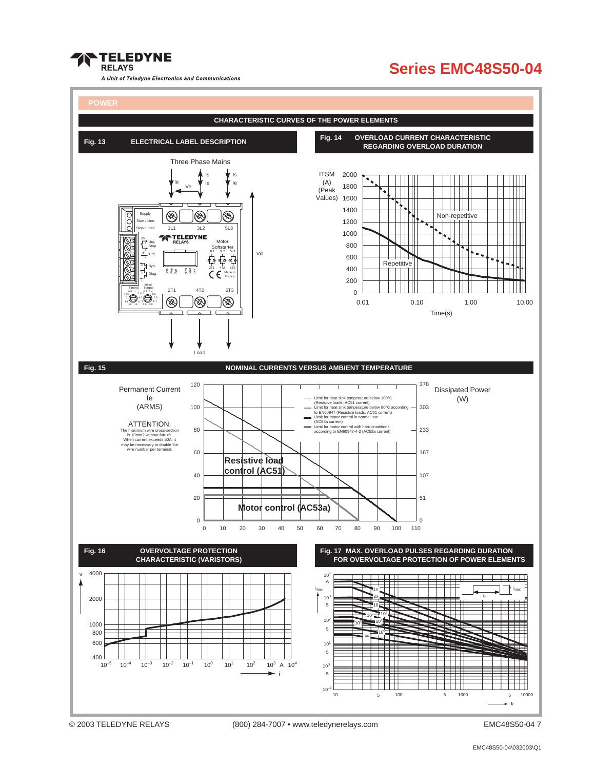## POWER

### CHARACTERISTIC CURVES OF THE POWER ELEMENTS

**Fig. 13** ELECTRICAL LABEL DESCRIPTION

Three Phase Mains

Is, Ie, Ve, Vd

Supply, Start / Line, Stop / Load, 1L1, 3L2, 5L3

TELEDYNE RELAYS Motor Softstarter

0V, Urg. Stop, Ctrl, Byp., Diag.

Time(s), Initial Torque

2T1, 4T2, 6T3

Made in France

Load

**Fig. 14** OVERLOAD CURRENT CHARACTERISTIC REGARDING OVERLOAD DURATION

ITSM (A) (Peak Values)

Non-repetitive

Repetitive

Time(s)

**Fig. 15** NOMINAL CURRENTS VERSUS AMBIENT TEMPERATURE

Permanent Current Ie (ARMS)

Dissipated Power (W)

ATTENTION: The maximum wire cross-section is 10mm2 without furrule. When current exceeds 50A, it may be necessary to double the wire number per terminal.

- Limit for heat sink temperature below 100°C (Resistive loads; AC51 current)
- Limit for heat sink temperature below 80°C according to EN60947 (Resistive loads; AC51 current)
- Limit for motor control in normal use (AC53a current)
- Limit for motor control with hard conditions according to EN60947-4-2 (AC53a current)

Resistive load control (AC51)

Motor control (AC53a)

**Fig. 16** OVERVOLTAGE PROTECTION CHARACTERISTIC (VARISTORS)

**Fig. 17** MAX. OVERLOAD PULSES REGARDING DURATION FOR OVERVOLTAGE PROTECTION OF POWER ELEMENTS

$i_{max}$, $t_r$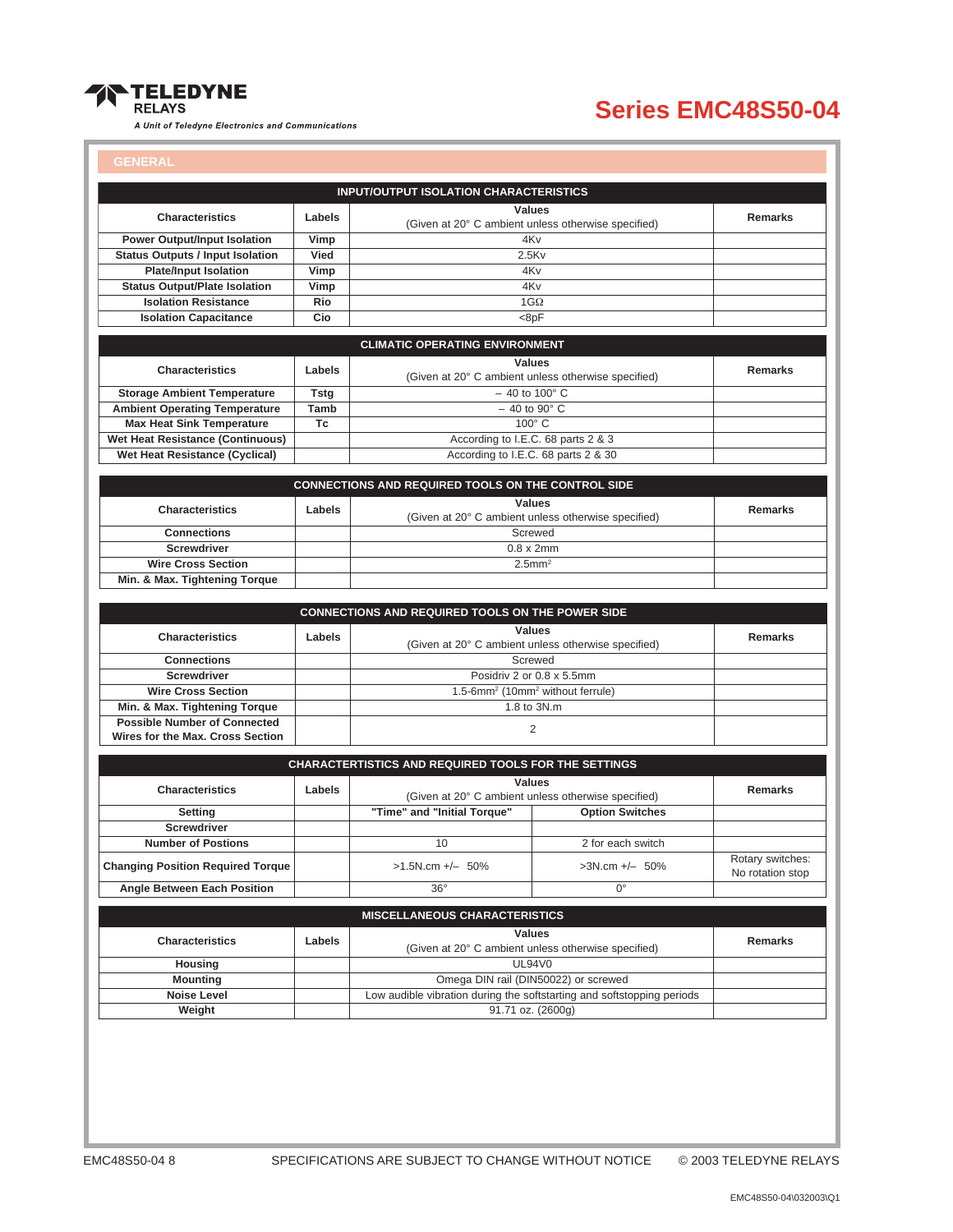## GENERAL

| INPUT/OUTPUT ISOLATION CHARACTERISTICS | | | |
|---|---|---|---|
| **Characteristics** | **Labels** | **Values** (Given at 20° C ambient unless otherwise specified) | **Remarks** |
| **Power Output/Input Isolation** | **Vimp** | 4Kv | |
| **Status Outputs / Input Isolation** | **Vied** | 2.5Kv | |
| **Plate/Input Isolation** | **Vimp** | 4Kv | |
| **Status Output/Plate Isolation** | **Vimp** | 4Kv | |
| **Isolation Resistance** | **Rio** | 1GΩ | |
| **Isolation Capacitance** | **Cio** | <8pF | |

| CLIMATIC OPERATING ENVIRONMENT | | | |
|---|---|---|---|
| **Characteristics** | **Labels** | **Values** (Given at 20° C ambient unless otherwise specified) | **Remarks** |
| **Storage Ambient Temperature** | **Tstg** | – 40 to 100° C | |
| **Ambient Operating Temperature** | **Tamb** | – 40 to 90° C | |
| **Max Heat Sink Temperature** | **Tc** | 100° C | |
| **Wet Heat Resistance (Continuous)** | | According to I.E.C. 68 parts 2 & 3 | |
| **Wet Heat Resistance (Cyclical)** | | According to I.E.C. 68 parts 2 & 30 | |

| CONNECTIONS AND REQUIRED TOOLS ON THE CONTROL SIDE | | | |
|---|---|---|---|
| **Characteristics** | **Labels** | **Values** (Given at 20° C ambient unless otherwise specified) | **Remarks** |
| **Connections** | | Screwed | |
| **Screwdriver** | | 0.8 x 2mm | |
| **Wire Cross Section** | | $2.5mm^2$ | |
| **Min. & Max. Tightening Torque** | | | |

| CONNECTIONS AND REQUIRED TOOLS ON THE POWER SIDE | | | |
|---|---|---|---|
| **Characteristics** | **Labels** | **Values** (Given at 20° C ambient unless otherwise specified) | **Remarks** |
| **Connections** | | Screwed | |
| **Screwdriver** | | Posidriv 2 or 0.8 x 5.5mm | |
| **Wire Cross Section** | | $1.5$-$6mm^2$ ($10mm^2$ without ferrule) | |
| **Min. & Max. Tightening Torque** | | 1.8 to 3N.m | |
| **Possible Number of Connected Wires for the Max. Cross Section** | | 2 | |

| CHARACTERTISTICS AND REQUIRED TOOLS FOR THE SETTINGS | | | | |
|---|---|---|---|---|
| **Characteristics** | **Labels** | **Values** (Given at 20° C ambient unless otherwise specified) | | **Remarks** |
| **Setting** | | **"Time" and "Initial Torque"** | **Option Switches** | |
| **Screwdriver** | | | | |
| **Number of Postions** | | 10 | 2 for each switch | |
| **Changing Position Required Torque** | | >1.5N.cm +/– 50% | >3N.cm +/– 50% | Rotary switches: No rotation stop |
| **Angle Between Each Position** | | 36° | 0° | |

| MISCELLANEOUS CHARACTERISTICS | | | |
|---|---|---|---|
| **Characteristics** | **Labels** | **Values** (Given at 20° C ambient unless otherwise specified) | **Remarks** |
| **Housing** | | UL94V0 | |
| **Mounting** | | Omega DIN rail (DIN50022) or screwed | |
| **Noise Level** | | Low audible vibration during the softstarting and softstopping periods | |
| **Weight** | | 91.71 oz. (2600g) | |

SPECIFICATIONS ARE SUBJECT TO CHANGE WITHOUT NOTICE

© 2003 TELEDYNE RELAYS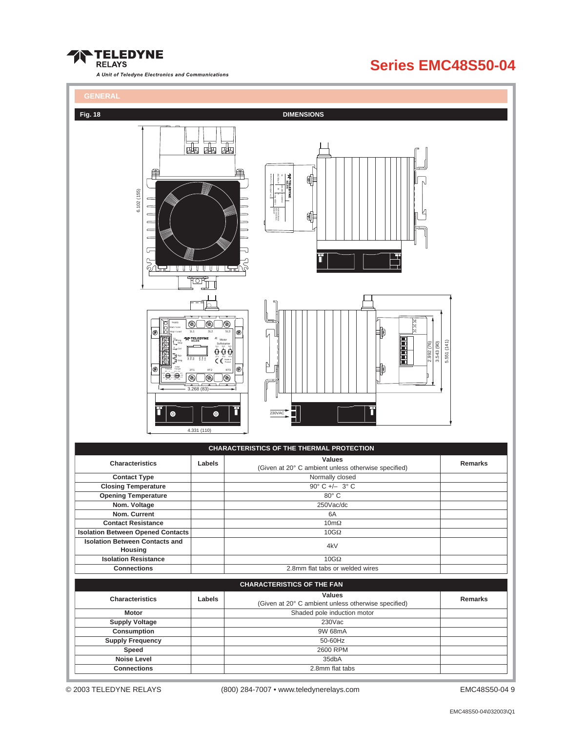# Series EMC48S50-04

## GENERAL

**Fig. 18** DIMENSIONS

6.102 (155)

3.268 (83)

4.331 (110)

230VAC

2.992 (76)

3.543 (90)

5.551 (141)

| CHARACTERISTICS OF THE THERMAL PROTECTION | | | |
|---|---|---|---|
| **Characteristics** | **Labels** | **Values** (Given at 20° C ambient unless otherwise specified) | **Remarks** |
| **Contact Type** | | Normally closed | |
| **Closing Temperature** | | 90° C +/– 3° C | |
| **Opening Temperature** | | 80° C | |
| **Nom. Voltage** | | 250Vac/dc | |
| **Nom. Current** | | 6A | |
| **Contact Resistance** | | 10mΩ | |
| **Isolation Between Opened Contacts** | | 10GΩ | |
| **Isolation Between Contacts and Housing** | | 4kV | |
| **Isolation Resistance** | | 10GΩ | |
| **Connections** | | 2.8mm flat tabs or welded wires | |

| CHARACTERISTICS OF THE FAN | | | |
|---|---|---|---|
| **Characteristics** | **Labels** | **Values** (Given at 20° C ambient unless otherwise specified) | **Remarks** |
| **Motor** | | Shaded pole induction motor | |
| **Supply Voltage** | | 230Vac | |
| **Consumption** | | 9W 68mA | |
| **Supply Frequency** | | 50-60Hz | |
| **Speed** | | 2600 RPM | |
| **Noise Level** | | 35dbA | |
| **Connections** | | 2.8mm flat tabs | |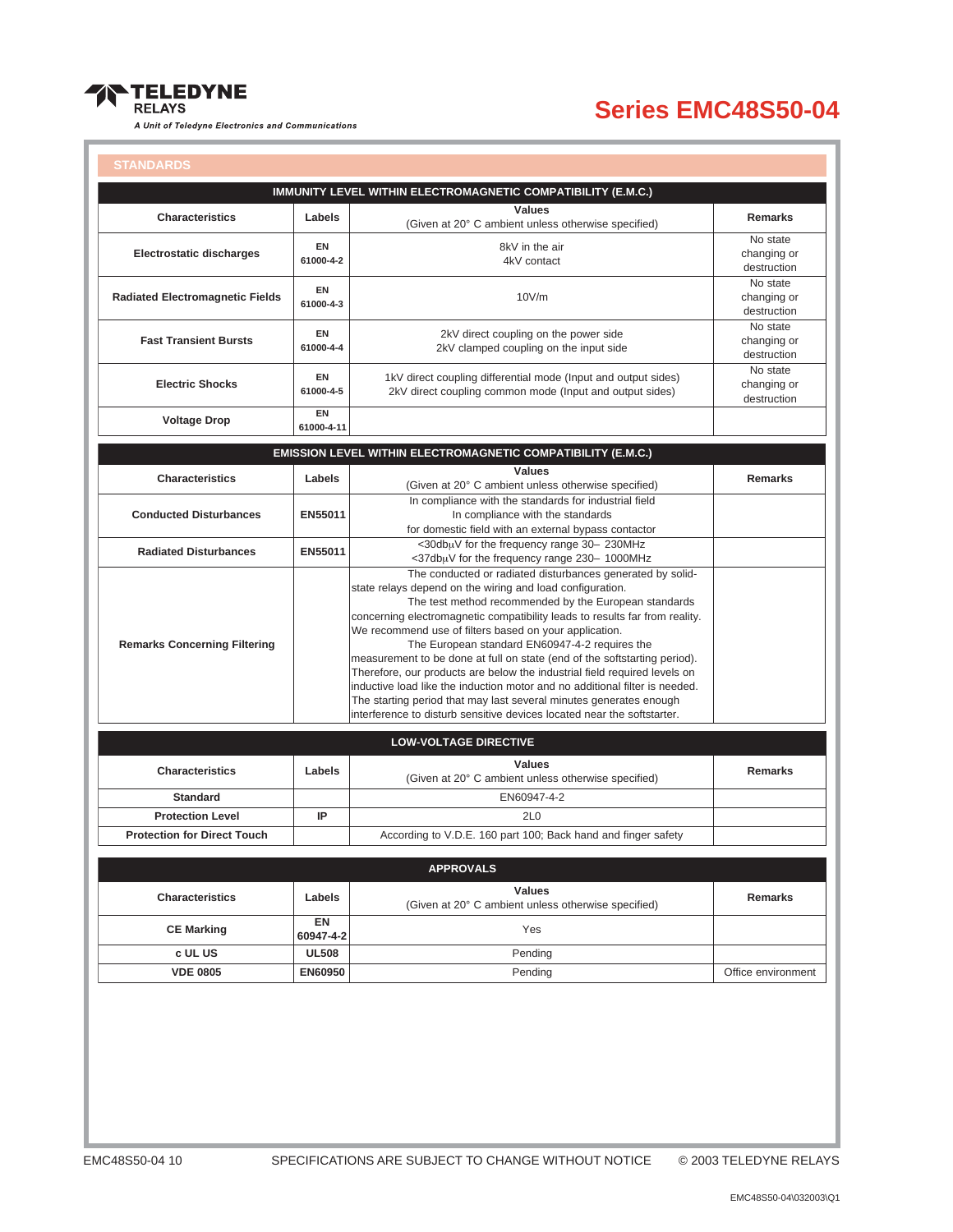# Series EMC48S50-04

## STANDARDS

| IMMUNITY LEVEL WITHIN ELECTROMAGNETIC COMPATIBILITY (E.M.C.) | | | |
|---|---|---|---|
| **Characteristics** | **Labels** | **Values** (Given at 20° C ambient unless otherwise specified) | **Remarks** |
| **Electrostatic discharges** | EN 61000-4-2 | 8kV in the air<br>4kV contact | No state changing or destruction |
| **Radiated Electromagnetic Fields** | EN 61000-4-3 | 10V/m | No state changing or destruction |
| **Fast Transient Bursts** | EN 61000-4-4 | 2kV direct coupling on the power side<br>2kV clamped coupling on the input side | No state changing or destruction |
| **Electric Shocks** | EN 61000-4-5 | 1kV direct coupling differential mode (Input and output sides)<br>2kV direct coupling common mode (Input and output sides) | No state changing or destruction |
| **Voltage Drop** | EN 61000-4-11 | | |

| EMISSION LEVEL WITHIN ELECTROMAGNETIC COMPATIBILITY (E.M.C.) | | | |
|---|---|---|---|
| **Characteristics** | **Labels** | **Values** (Given at 20° C ambient unless otherwise specified) | **Remarks** |
| **Conducted Disturbances** | EN55011 | In compliance with the standards for industrial field<br>In compliance with the standards<br>for domestic field with an external bypass contactor | |
| **Radiated Disturbances** | EN55011 | <30dbµV for the frequency range 30– 230MHz<br><37dbµV for the frequency range 230– 1000MHz | |
| **Remarks Concerning Filtering** | | The conducted or radiated disturbances generated by solid-state relays depend on the wiring and load configuration.<br>The test method recommended by the European standards concerning electromagnetic compatibility leads to results far from reality. We recommend use of filters based on your application.<br>The European standard EN60947-4-2 requires the measurement to be done at full on state (end of the softstarting period). Therefore, our products are below the industrial field required levels on inductive load like the induction motor and no additional filter is needed. The starting period that may last several minutes generates enough interference to disturb sensitive devices located near the softstarter. | |

| LOW-VOLTAGE DIRECTIVE | | | |
|---|---|---|---|
| **Characteristics** | **Labels** | **Values** (Given at 20° C ambient unless otherwise specified) | **Remarks** |
| **Standard** | | EN60947-4-2 | |
| **Protection Level** | IP | 2L0 | |
| **Protection for Direct Touch** | | According to V.D.E. 160 part 100; Back hand and finger safety | |

| APPROVALS | | | |
|---|---|---|---|
| **Characteristics** | **Labels** | **Values** (Given at 20° C ambient unless otherwise specified) | **Remarks** |
| **CE Marking** | EN 60947-4-2 | Yes | |
| **c UL US** | UL508 | Pending | |
| **VDE 0805** | EN60950 | Pending | Office environment |

SPECIFICATIONS ARE SUBJECT TO CHANGE WITHOUT NOTICE © 2003 TELEDYNE RELAYS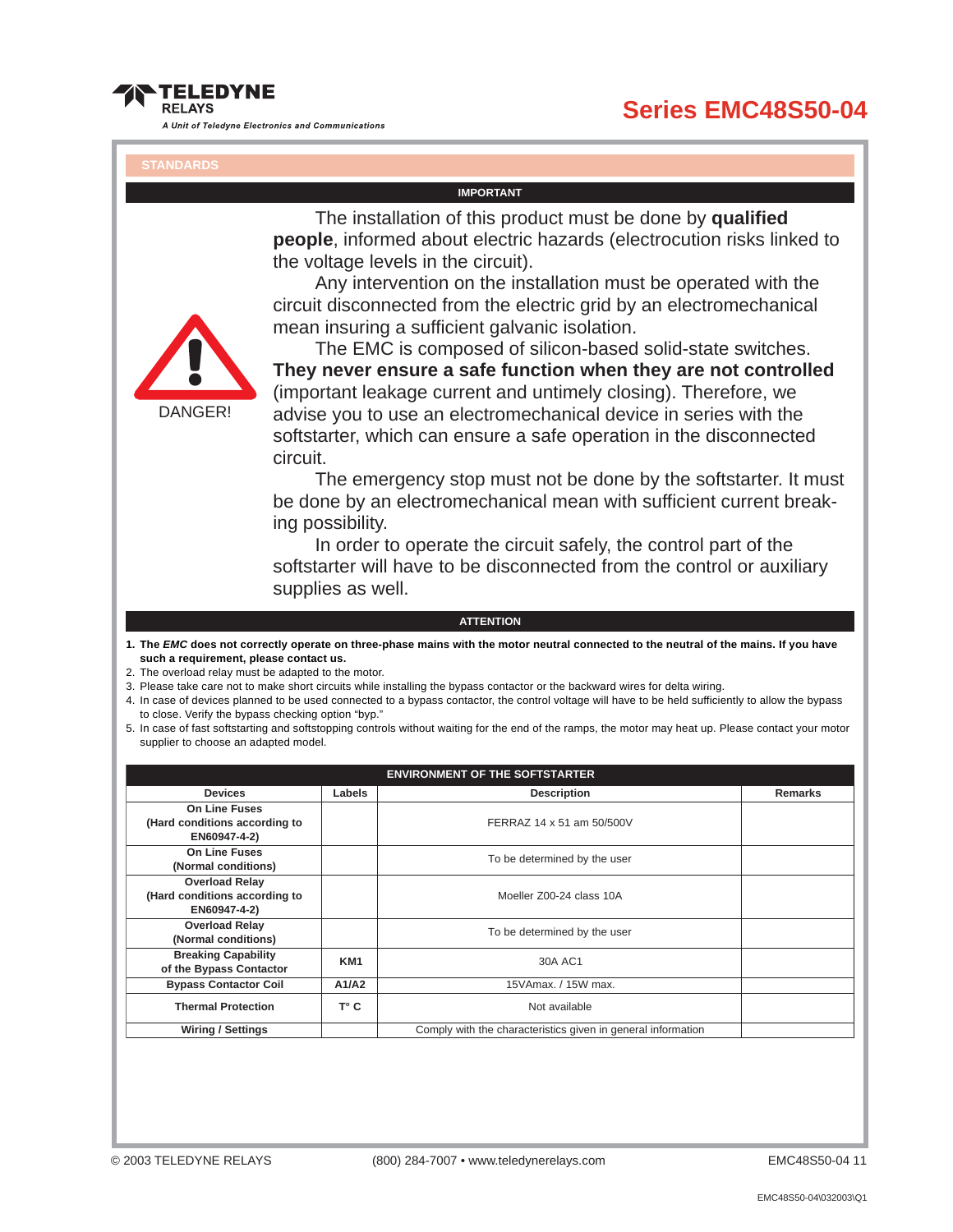## STANDARDS

### IMPORTANT

DANGER!

The installation of this product must be done by **qualified people**, informed about electric hazards (electrocution risks linked to the voltage levels in the circuit).

Any intervention on the installation must be operated with the circuit disconnected from the electric grid by an electromechanical mean insuring a sufficient galvanic isolation.

The EMC is composed of silicon-based solid-state switches. **They never ensure a safe function when they are not controlled** (important leakage current and untimely closing). Therefore, we advise you to use an electromechanical device in series with the softstarter, which can ensure a safe operation in the disconnected circuit.

The emergency stop must not be done by the softstarter. It must be done by an electromechanical mean with sufficient current breaking possibility.

In order to operate the circuit safely, the control part of the softstarter will have to be disconnected from the control or auxiliary supplies as well.

### ATTENTION

1. **The *EMC* does not correctly operate on three-phase mains with the motor neutral connected to the neutral of the mains. If you have such a requirement, please contact us.**
2. The overload relay must be adapted to the motor.
3. Please take care not to make short circuits while installing the bypass contactor or the backward wires for delta wiring.
4. In case of devices planned to be used connected to a bypass contactor, the control voltage will have to be held sufficiently to allow the bypass to close. Verify the bypass checking option "byp."
5. In case of fast softstarting and softstopping controls without waiting for the end of the ramps, the motor may heat up. Please contact your motor supplier to choose an adapted model.

### ENVIRONMENT OF THE SOFTSTARTER

| Devices | Labels | Description | Remarks |
|---|---|---|---|
| **On Line Fuses (Hard conditions according to EN60947-4-2)** | | FERRAZ 14 x 51 am 50/500V | |
| **On Line Fuses (Normal conditions)** | | To be determined by the user | |
| **Overload Relay (Hard conditions according to EN60947-4-2)** | | Moeller Z00-24 class 10A | |
| **Overload Relay (Normal conditions)** | | To be determined by the user | |
| **Breaking Capability of the Bypass Contactor** | **KM1** | 30A AC1 | |
| **Bypass Contactor Coil** | **A1/A2** | 15VAmax. / 15W max. | |
| **Thermal Protection** | **T° C** | Not available | |
| **Wiring / Settings** | | Comply with the characteristics given in general information | |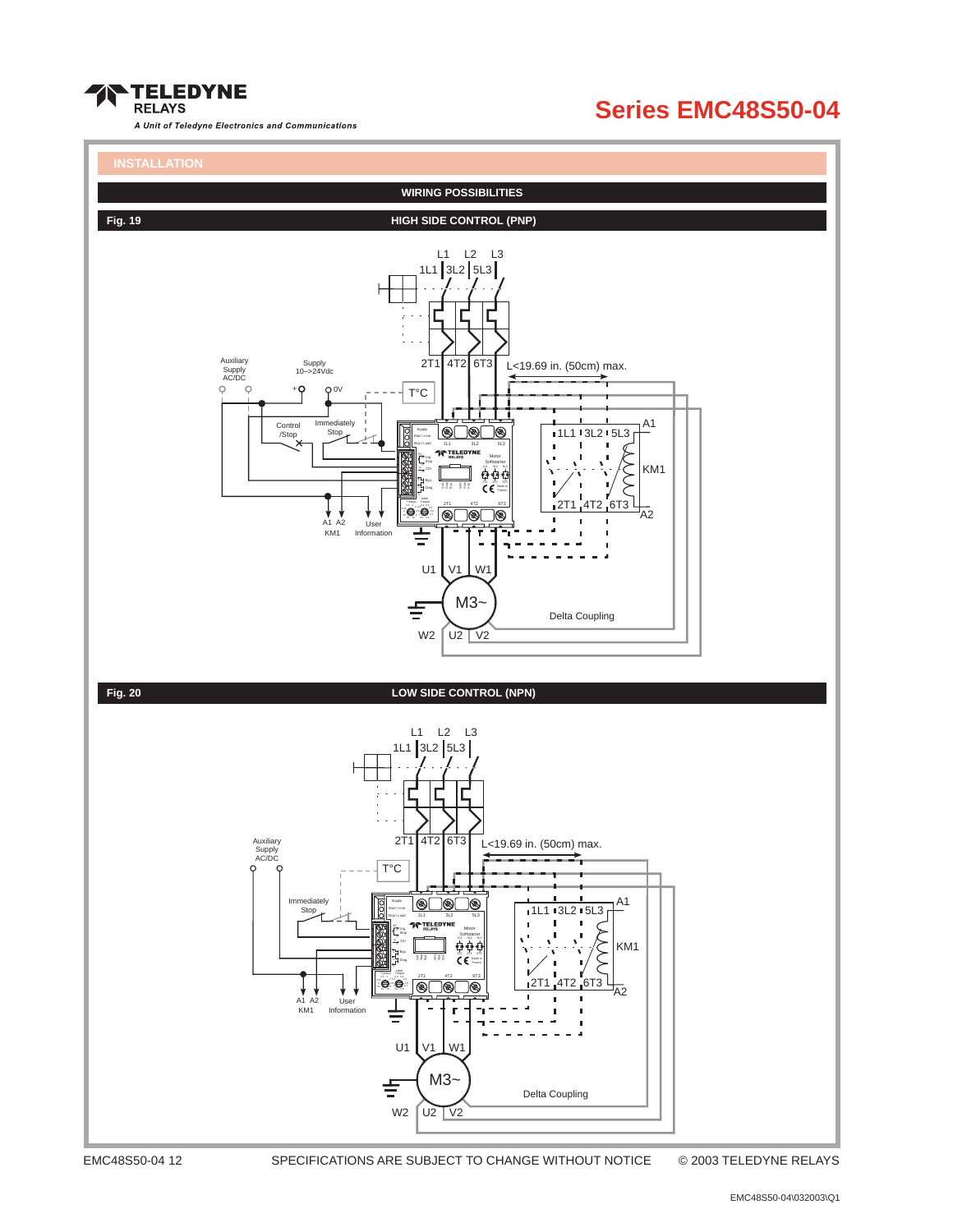## INSTALLATION

### WIRING POSSIBILITIES

**Fig. 19** — HIGH SIDE CONTROL (PNP)

L1 L2 L3
1L1 3L2 5L3
2T1 4T2 6T3
L<19.69 in. (50cm) max.
Auxiliary Supply AC/DC
Supply 10–>24Vdc
+ 0V
T°C
Control /Stop
Immediately Stop
A1 A2 KM1
User Information
1L1 3L2 5L3
2T1 4T2 6T3
A1
KM1
A2
U1 V1 W1
M3~
W2 U2 V2
Delta Coupling

**Fig. 20** — LOW SIDE CONTROL (NPN)

L1 L2 L3
1L1 3L2 5L3
2T1 4T2 6T3
L<19.69 in. (50cm) max.
Auxiliary Supply AC/DC
T°C
Immediately Stop
A1 A2 KM1
User Information
1L1 3L2 5L3
2T1 4T2 6T3
A1
KM1
A2
U1 V1 W1
M3~
W2 U2 V2
Delta Coupling

SPECIFICATIONS ARE SUBJECT TO CHANGE WITHOUT NOTICE © 2003 TELEDYNE RELAYS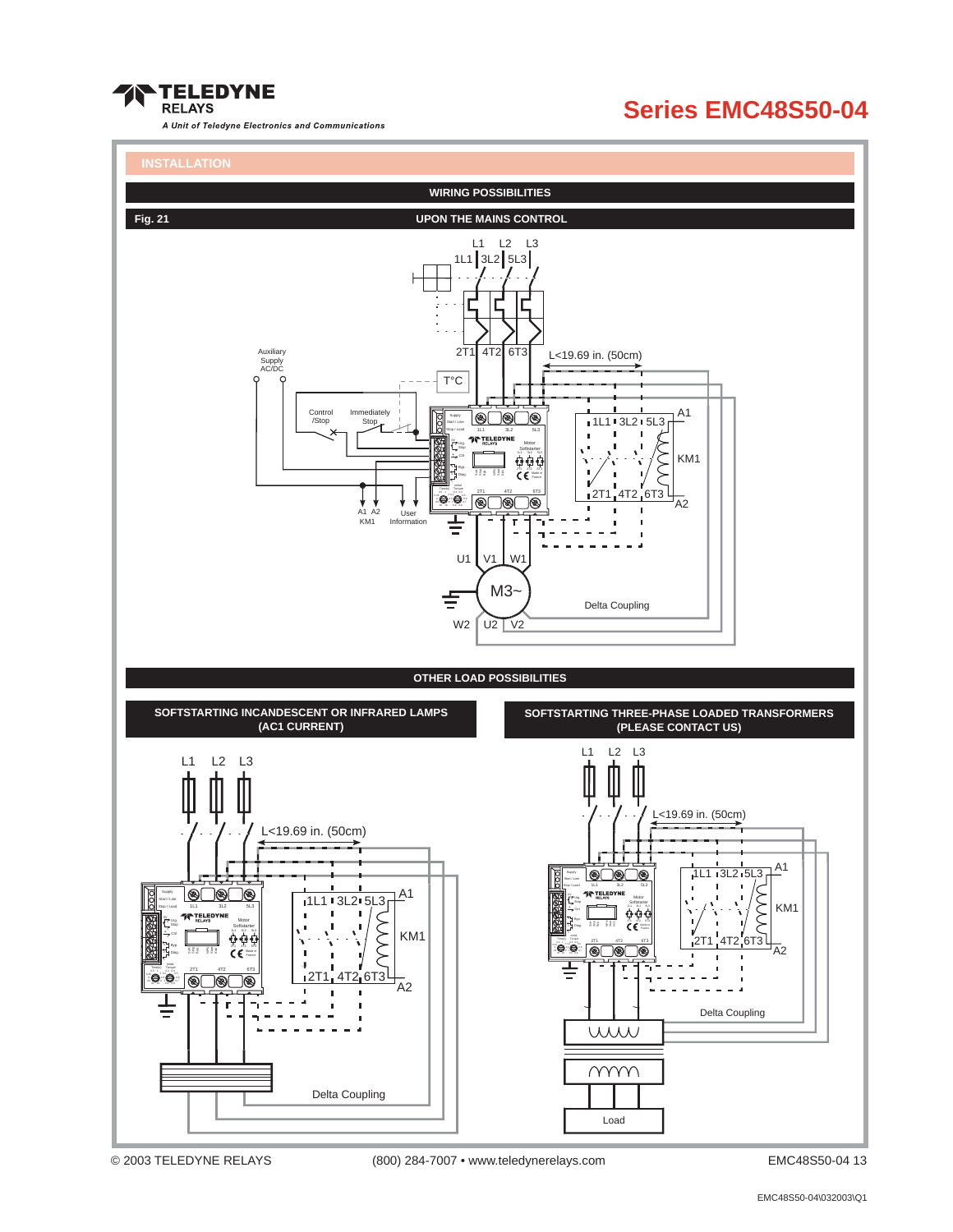## INSTALLATION

### WIRING POSSIBILITIES

**Fig. 21** — UPON THE MAINS CONTROL

L1 L2 L3

1L1 3L2 5L3

2T1 4T2 6T3

L<19.69 in. (50cm)

Auxiliary Supply AC/DC

T°C

Control /Stop

Immediately Stop

A1 A2 KM1

User Information

1L1 3L2 5L3 A1

KM1

2T1 4T2 6T3 A2

U1 V1 W1

M3~

W2 U2 V2

Delta Coupling

### OTHER LOAD POSSIBILITIES

#### SOFTSTARTING INCANDESCENT OR INFRARED LAMPS (AC1 CURRENT)

L1 L2 L3

L<19.69 in. (50cm)

1L1 3L2 5L3 A1

KM1

2T1 4T2 6T3 A2

Delta Coupling

#### SOFTSTARTING THREE-PHASE LOADED TRANSFORMERS (PLEASE CONTACT US)

L1 L2 L3

L<19.69 in. (50cm)

1L1 3L2 5L3 A1

KM1

2T1 4T2 6T3 A2

Delta Coupling

Load

© 2003 TELEDYNE RELAYS (800) 284-7007 • www.teledynerelays.com

EMC48S50-04\032003\Q1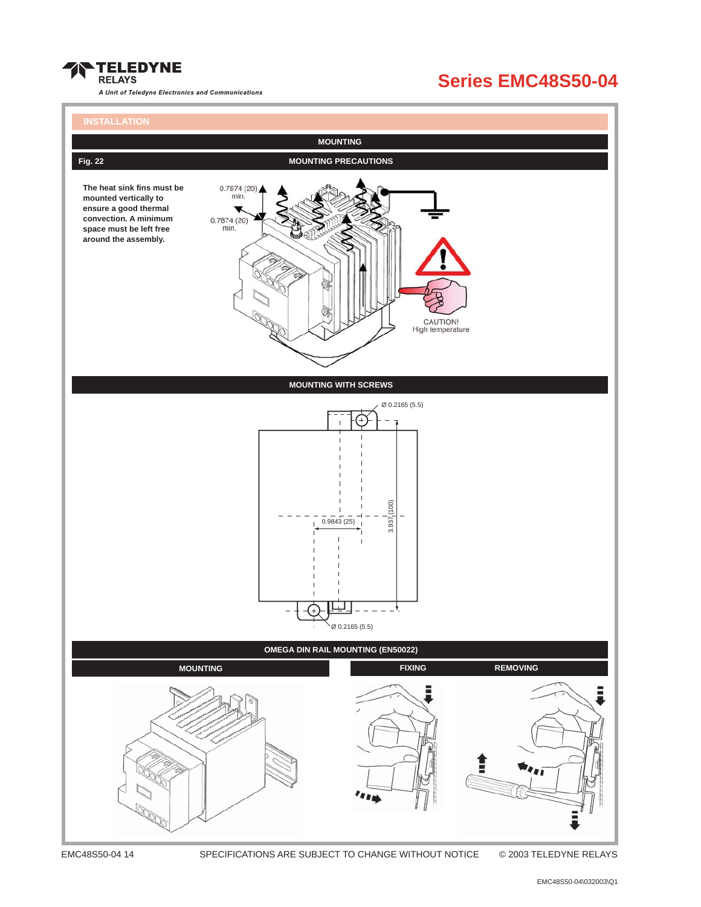## INSTALLATION

### MOUNTING

**Fig. 22** — **MOUNTING PRECAUTIONS**

**The heat sink fins must be mounted vertically to ensure a good thermal convection. A minimum space must be left free around the assembly.**

0.7874 (20) min.

0.7874 (20) min.

CAUTION! High temperature

### MOUNTING WITH SCREWS

Ø 0.2165 (5.5)

0.9843 (25)

3.937 (100)

Ø 0.2165 (5.5)

### OMEGA DIN RAIL MOUNTING (EN50022)

| MOUNTING | FIXING | REMOVING |
|---|---|---|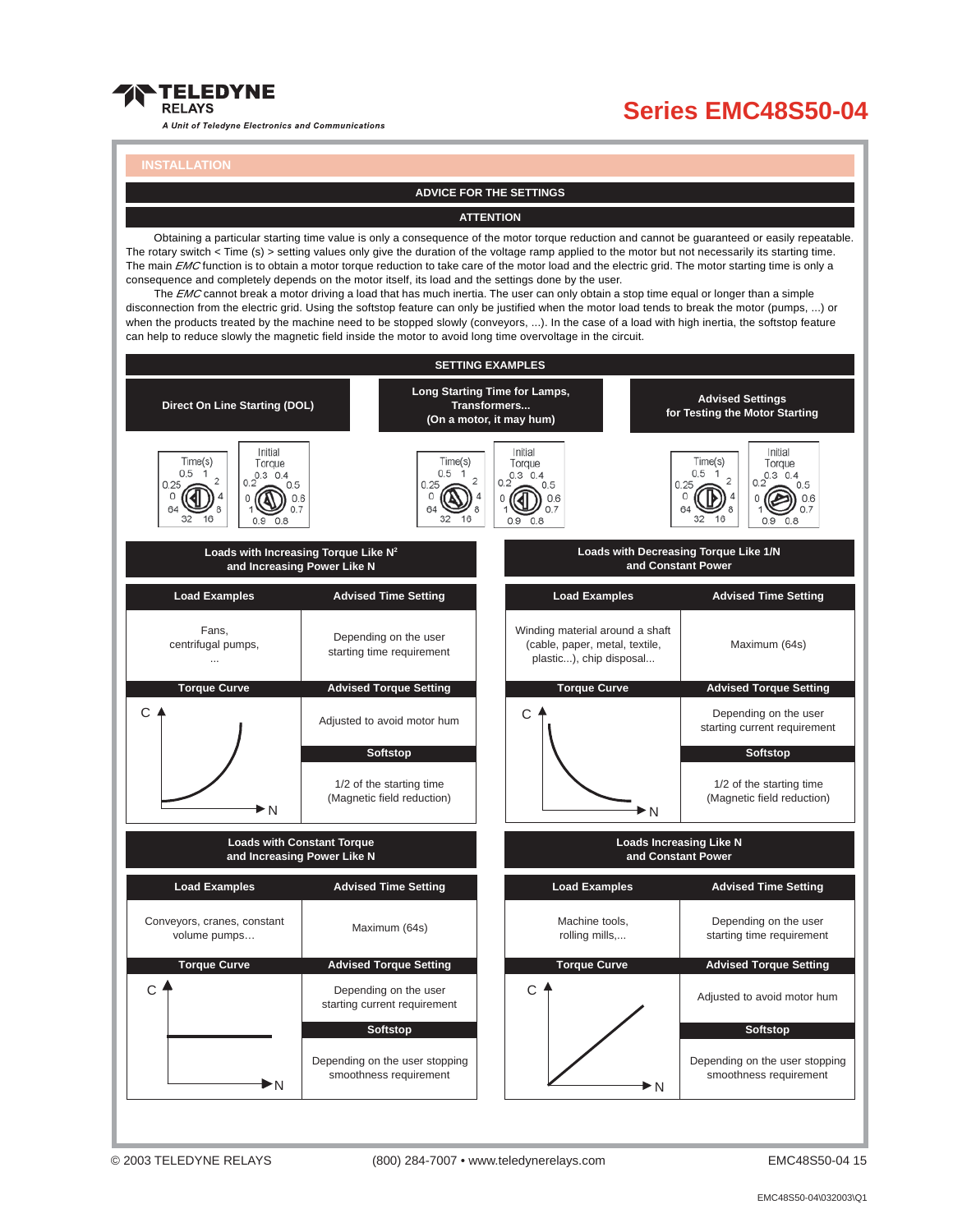# Series EMC48S50-04

## INSTALLATION

### ADVICE FOR THE SETTINGS

#### ATTENTION

Obtaining a particular starting time value is only a consequence of the motor torque reduction and cannot be guaranteed or easily repeatable. The rotary switch < Time (s) > setting values only give the duration of the voltage ramp applied to the motor but not necessarily its starting time. The main *EMC* function is to obtain a motor torque reduction to take care of the motor load and the electric grid. The motor starting time is only a consequence and completely depends on the motor itself, its load and the settings done by the user.

The *EMC* cannot break a motor driving a load that has much inertia. The user can only obtain a stop time equal or longer than a simple disconnection from the electric grid. Using the softstop feature can only be justified when the motor load tends to break the motor (pumps, ...) or when the products treated by the machine need to be stopped slowly (conveyors, ...). In the case of a load with high inertia, the softstop feature can help to reduce slowly the magnetic field inside the motor to avoid long time overvoltage in the circuit.

### SETTING EXAMPLES

| Direct On Line Starting (DOL) | Long Starting Time for Lamps, Transformers... (On a motor, it may hum) | Advised Settings for Testing the Motor Starting |
|---|---|---|

Time(s): 0.25, 0.5, 1, 2, 4, 8, 16, 32, 64, 0
Initial Torque: 0.2, 0.3, 0.4, 0.5, 0.6, 0.7, 0.8, 0.9, 1, 0

#### Loads with Increasing Torque Like N² and Increasing Power Like N

| Load Examples | Advised Time Setting |
|---|---|
| Fans, centrifugal pumps, ... | Depending on the user starting time requirement |
| **Torque Curve** | **Advised Torque Setting** |
| C / N | Adjusted to avoid motor hum |
| | **Softstop** |
| | 1/2 of the starting time (Magnetic field reduction) |

#### Loads with Decreasing Torque Like 1/N and Constant Power

| Load Examples | Advised Time Setting |
|---|---|
| Winding material around a shaft (cable, paper, metal, textile, plastic...), chip disposal... | Maximum (64s) |
| **Torque Curve** | **Advised Torque Setting** |
| C / N | Depending on the user starting current requirement |
| | **Softstop** |
| | 1/2 of the starting time (Magnetic field reduction) |

#### Loads with Constant Torque and Increasing Power Like N

| Load Examples | Advised Time Setting |
|---|---|
| Conveyors, cranes, constant volume pumps… | Maximum (64s) |
| **Torque Curve** | **Advised Torque Setting** |
| C / N | Depending on the user starting current requirement |
| | **Softstop** |
| | Depending on the user stopping smoothness requirement |

#### Loads Increasing Like N and Constant Power

| Load Examples | Advised Time Setting |
|---|---|
| Machine tools, rolling mills,... | Depending on the user starting time requirement |
| **Torque Curve** | **Advised Torque Setting** |
| C / N | Adjusted to avoid motor hum |
| | **Softstop** |
| | Depending on the user stopping smoothness requirement |

© 2003 TELEDYNE RELAYS (800) 284-7007 • www.teledynerelays.com

EMC48S50-04\032003\Q1